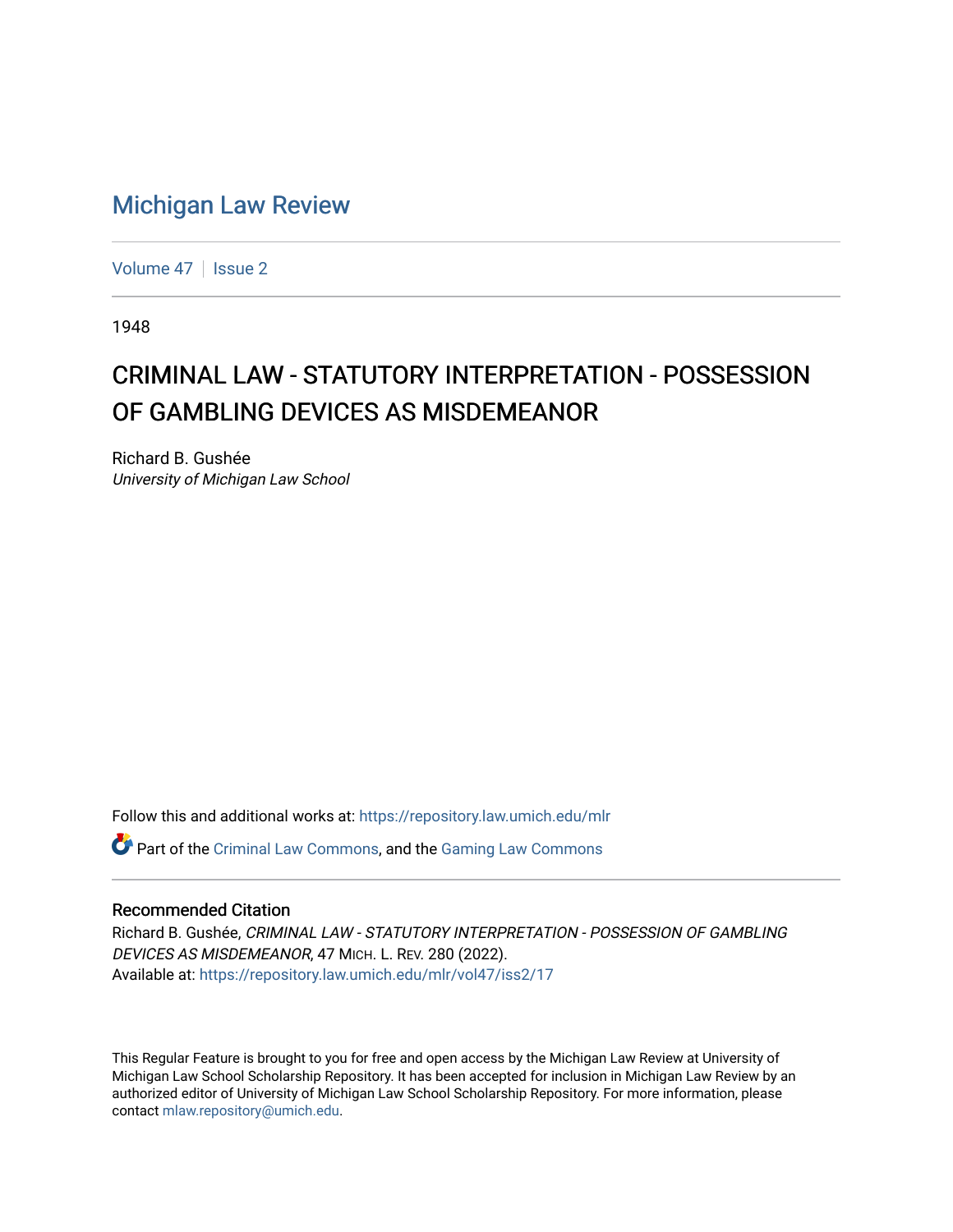# Michigan Law Review

Volume 47 | Issue 2

1948

## CRIMINAL LAW - STATUTORY INTERPRETATION - POSSESSION OF GAMBLING DEVICES AS MISDEMEANOR

Richard B. Gushée
*University of Michigan Law School*

Follow this and additional works at: https://repository.law.umich.edu/mlr

Part of the Criminal Law Commons, and the Gaming Law Commons

### Recommended Citation

Richard B. Gushée, *CRIMINAL LAW - STATUTORY INTERPRETATION - POSSESSION OF GAMBLING DEVICES AS MISDEMEANOR*, 47 MICH. L. REV. 280 (2022).
Available at: https://repository.law.umich.edu/mlr/vol47/iss2/17

This Regular Feature is brought to you for free and open access by the Michigan Law Review at University of Michigan Law School Scholarship Repository. It has been accepted for inclusion in Michigan Law Review by an authorized editor of University of Michigan Law School Scholarship Repository. For more information, please contact mlaw.repository@umich.edu.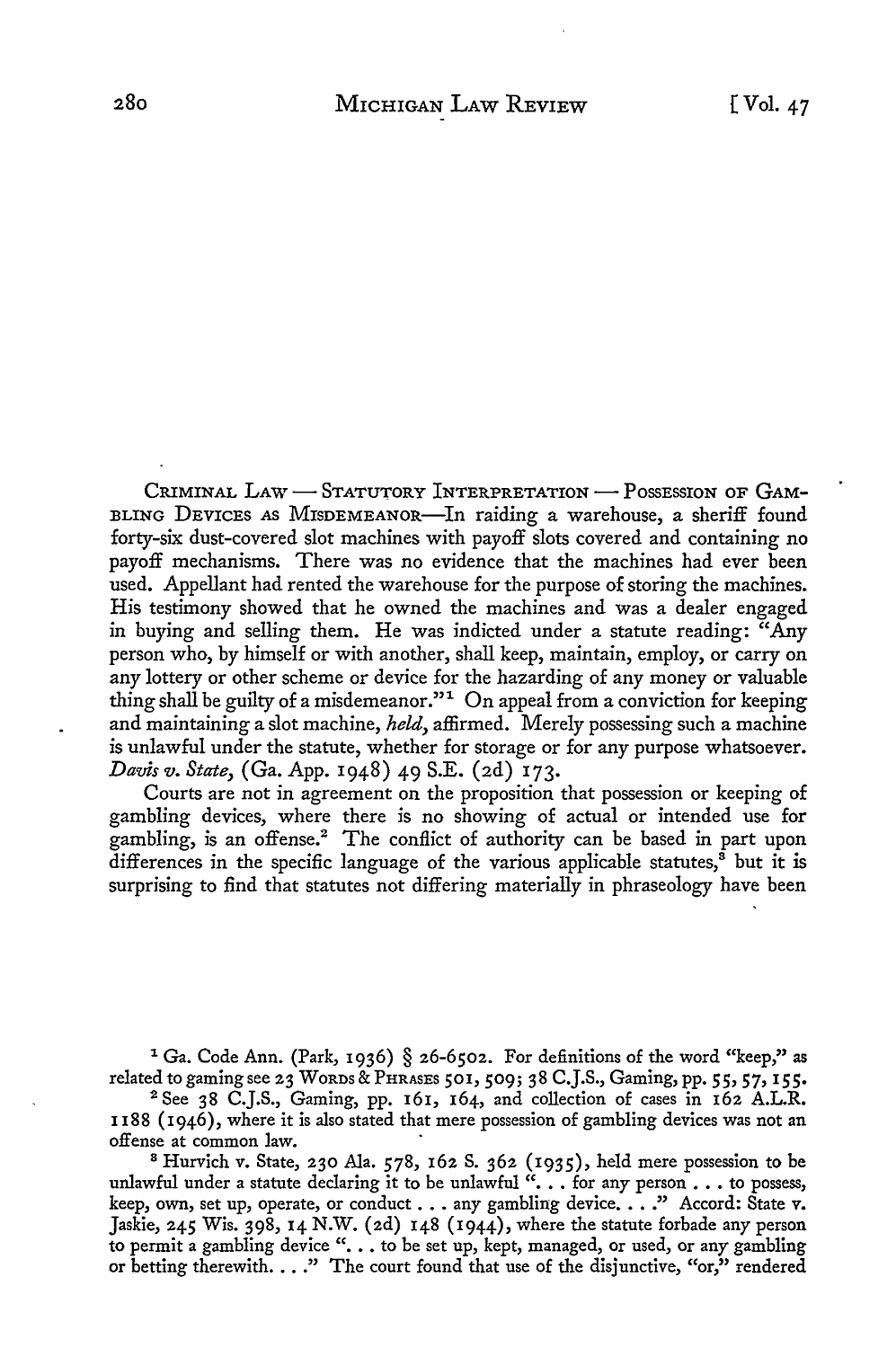CRIMINAL LAW — STATUTORY INTERPRETATION — POSSESSION OF GAMBLING DEVICES AS MISDEMEANOR—In raiding a warehouse, a sheriff found forty-six dust-covered slot machines with payoff slots covered and containing no payoff mechanisms. There was no evidence that the machines had ever been used. Appellant had rented the warehouse for the purpose of storing the machines. His testimony showed that he owned the machines and was a dealer engaged in buying and selling them. He was indicted under a statute reading: "Any person who, by himself or with another, shall keep, maintain, employ, or carry on any lottery or other scheme or device for the hazarding of any money or valuable thing shall be guilty of a misdemeanor."[1] On appeal from a conviction for keeping and maintaining a slot machine, *held*, affirmed. Merely possessing such a machine is unlawful under the statute, whether for storage or for any purpose whatsoever. *Davis v. State*, (Ga. App. 1948) 49 S.E. (2d) 173.

Courts are not in agreement on the proposition that possession or keeping of gambling devices, where there is no showing of actual or intended use for gambling, is an offense.[2] The conflict of authority can be based in part upon differences in the specific language of the various applicable statutes,[3] but it is surprising to find that statutes not differing materially in phraseology have been

[1] Ga. Code Ann. (Park, 1936) § 26-6502. For definitions of the word "keep," as related to gaming see 23 WORDS & PHRASES 501, 509; 38 C.J.S., Gaming, pp. 55, 57, 155.

[2] See 38 C.J.S., Gaming, pp. 161, 164, and collection of cases in 162 A.L.R. 1188 (1946), where it is also stated that mere possession of gambling devices was not an offense at common law.

[3] Hurvich v. State, 230 Ala. 578, 162 S. 362 (1935), held mere possession to be unlawful under a statute declaring it to be unlawful ". . . for any person . . . to possess, keep, own, set up, operate, or conduct . . . any gambling device. . . ." Accord: State v. Jaskie, 245 Wis. 398, 14 N.W. (2d) 148 (1944), where the statute forbade any person to permit a gambling device ". . . to be set up, kept, managed, or used, or any gambling or betting therewith. . . ." The court found that use of the disjunctive, "or," rendered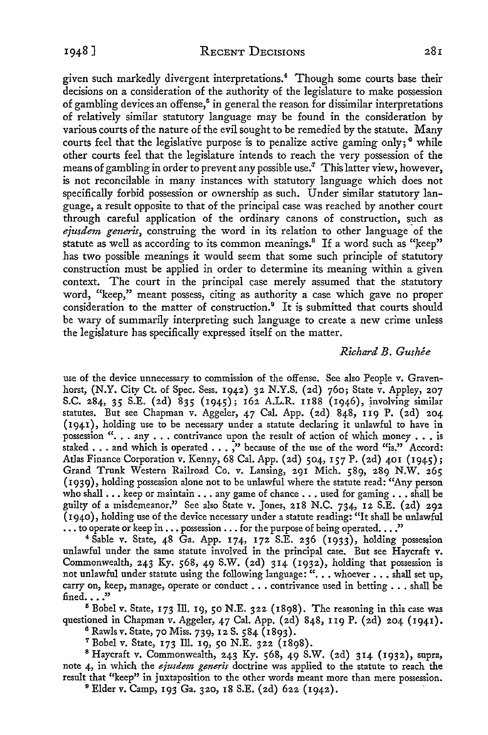given such markedly divergent interpretations.[4] Though some courts base their decisions on a consideration of the authority of the legislature to make possession of gambling devices an offense,[5] in general the reason for dissimilar interpretations of relatively similar statutory language may be found in the consideration by various courts of the nature of the evil sought to be remedied by the statute. Many courts feel that the legislative purpose is to penalize active gaming only;[6] while other courts feel that the legislature intends to reach the very possession of the means of gambling in order to prevent any possible use.[7] This latter view, however, is not reconcilable in many instances with statutory language which does not specifically forbid possession or ownership as such. Under similar statutory language, a result opposite to that of the principal case was reached by another court through careful application of the ordinary canons of construction, such as *ejusdem generis*, construing the word in its relation to other language of the statute as well as according to its common meanings.[8] If a word such as "keep" has two possible meanings it would seem that some such principle of statutory construction must be applied in order to determine its meaning within a given context. The court in the principal case merely assumed that the statutory word, "keep," meant possess, citing as authority a case which gave no proper consideration to the matter of construction.[9] It is submitted that courts should be wary of summarily interpreting such language to create a new crime unless the legislature has specifically expressed itself on the matter.

*Richard B. Gushée*

use of the device unnecessary to commission of the offense. See also People v. Gravenhorst, (N.Y. City Ct. of Spec. Sess. 1942) 32 N.Y.S. (2d) 760; State v. Appley, 207 S.C. 284, 35 S.E. (2d) 835 (1945); 162 A.L.R. 1188 (1946), involving similar statutes. But see Chapman v. Aggeler, 47 Cal. App. (2d) 848, 119 P. (2d) 204 (1941), holding use to be necessary under a statute declaring it unlawful to have in possession ". . . any . . . contrivance upon the result of action of which money . . . is staked . . . and which is operated . . . ," because of the use of the word "is." Accord: Atlas Finance Corporation v. Kenny, 68 Cal. App. (2d) 504, 157 P. (2d) 401 (1945); Grand Trunk Western Railroad Co. v. Lansing, 291 Mich. 589, 289 N.W. 265 (1939), holding possession alone not to be unlawful where the statute read: "Any person who shall . . . keep or maintain . . . any game of chance . . . used for gaming . . . shall be guilty of a misdemeanor." See also State v. Jones, 218 N.C. 734, 12 S.E. (2d) 292 (1940), holding use of the device necessary under a statute reading: "It shall be unlawful . . . to operate or keep in . . . possession . . . for the purpose of being operated. . . ."

[4] Sable v. State, 48 Ga. App. 174, 172 S.E. 236 (1933), holding possession unlawful under the same statute involved in the principal case. But see Haycraft v. Commonwealth, 243 Ky. 568, 49 S.W. (2d) 314 (1932), holding that possession is not unlawful under statute using the following language: ". . . whoever . . . shall set up, carry on, keep, manage, operate or conduct . . . contrivance used in betting . . . shall be fined. . . ."

[5] Bobel v. State, 173 Ill. 19, 50 N.E. 322 (1898). The reasoning in this case was questioned in Chapman v. Aggeler, 47 Cal. App. (2d) 848, 119 P. (2d) 204 (1941).

[6] Rawls v. State, 70 Miss. 739, 12 S. 584 (1893).

[7] Bobel v. State, 173 Ill. 19, 50 N.E. 322 (1898).

[8] Haycraft v. Commonwealth, 243 Ky. 568, 49 S.W. (2d) 314 (1932), supra, note 4, in which the *ejusdem generis* doctrine was applied to the statute to reach the result that "keep" in juxtaposition to the other words meant more than mere possession.

[9] Elder v. Camp, 193 Ga. 320, 18 S.E. (2d) 622 (1942).